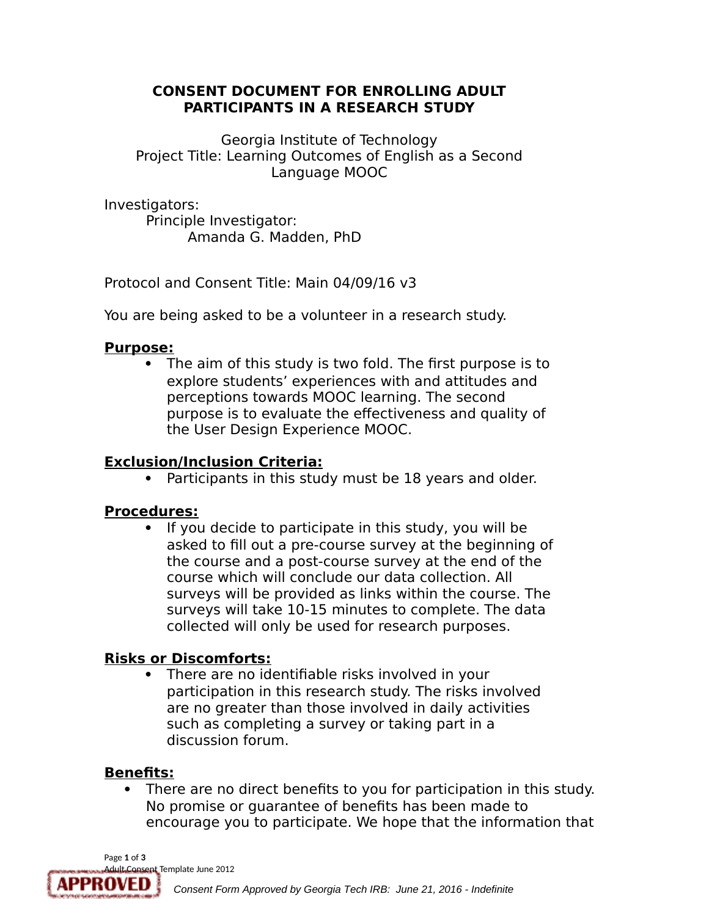# CONSENT DOCUMENT FOR ENROLLING ADULT PARTICIPANTS IN A RESEARCH STUDY

Georgia Institute of Technology
Project Title: Learning Outcomes of English as a Second Language MOOC

Investigators:
Principle Investigator:
Amanda G. Madden, PhD

Protocol and Consent Title: Main 04/09/16 v3

You are being asked to be a volunteer in a research study.

## Purpose:

- The aim of this study is two fold. The first purpose is to explore students' experiences with and attitudes and perceptions towards MOOC learning. The second purpose is to evaluate the effectiveness and quality of the User Design Experience MOOC.

## Exclusion/Inclusion Criteria:

- Participants in this study must be 18 years and older.

## Procedures:

- If you decide to participate in this study, you will be asked to fill out a pre-course survey at the beginning of the course and a post-course survey at the end of the course which will conclude our data collection. All surveys will be provided as links within the course. The surveys will take 10-15 minutes to complete. The data collected will only be used for research purposes.

## Risks or Discomforts:

- There are no identifiable risks involved in your participation in this research study. The risks involved are no greater than those involved in daily activities such as completing a survey or taking part in a discussion forum.

## Benefits:

- There are no direct benefits to you for participation in this study. No promise or guarantee of benefits has been made to encourage you to participate. We hope that the information that

Adult Consent Template June 2012

APPROVED *Consent Form Approved by Georgia Tech IRB: June 21, 2016 - Indefinite*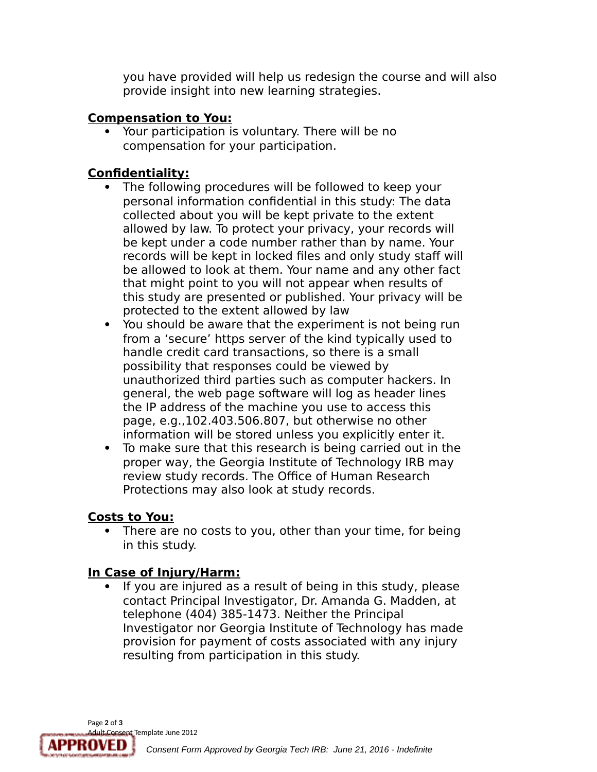you have provided will help us redesign the course and will also provide insight into new learning strategies.

**Compensation to You:**

- Your participation is voluntary. There will be no compensation for your participation.

**Confidentiality:**

- The following procedures will be followed to keep your personal information confidential in this study: The data collected about you will be kept private to the extent allowed by law. To protect your privacy, your records will be kept under a code number rather than by name. Your records will be kept in locked files and only study staff will be allowed to look at them. Your name and any other fact that might point to you will not appear when results of this study are presented or published. Your privacy will be protected to the extent allowed by law
- You should be aware that the experiment is not being run from a 'secure' https server of the kind typically used to handle credit card transactions, so there is a small possibility that responses could be viewed by unauthorized third parties such as computer hackers. In general, the web page software will log as header lines the IP address of the machine you use to access this page, e.g.,102.403.506.807, but otherwise no other information will be stored unless you explicitly enter it.
- To make sure that this research is being carried out in the proper way, the Georgia Institute of Technology IRB may review study records. The Office of Human Research Protections may also look at study records.

**Costs to You:**

- There are no costs to you, other than your time, for being in this study.

**In Case of Injury/Harm:**

- If you are injured as a result of being in this study, please contact Principal Investigator, Dr. Amanda G. Madden, at telephone (404) 385-1473. Neither the Principal Investigator nor Georgia Institute of Technology has made provision for payment of costs associated with any injury resulting from participation in this study.

Adult Consent Template June 2012

APPROVED *Consent Form Approved by Georgia Tech IRB: June 21, 2016 - Indefinite*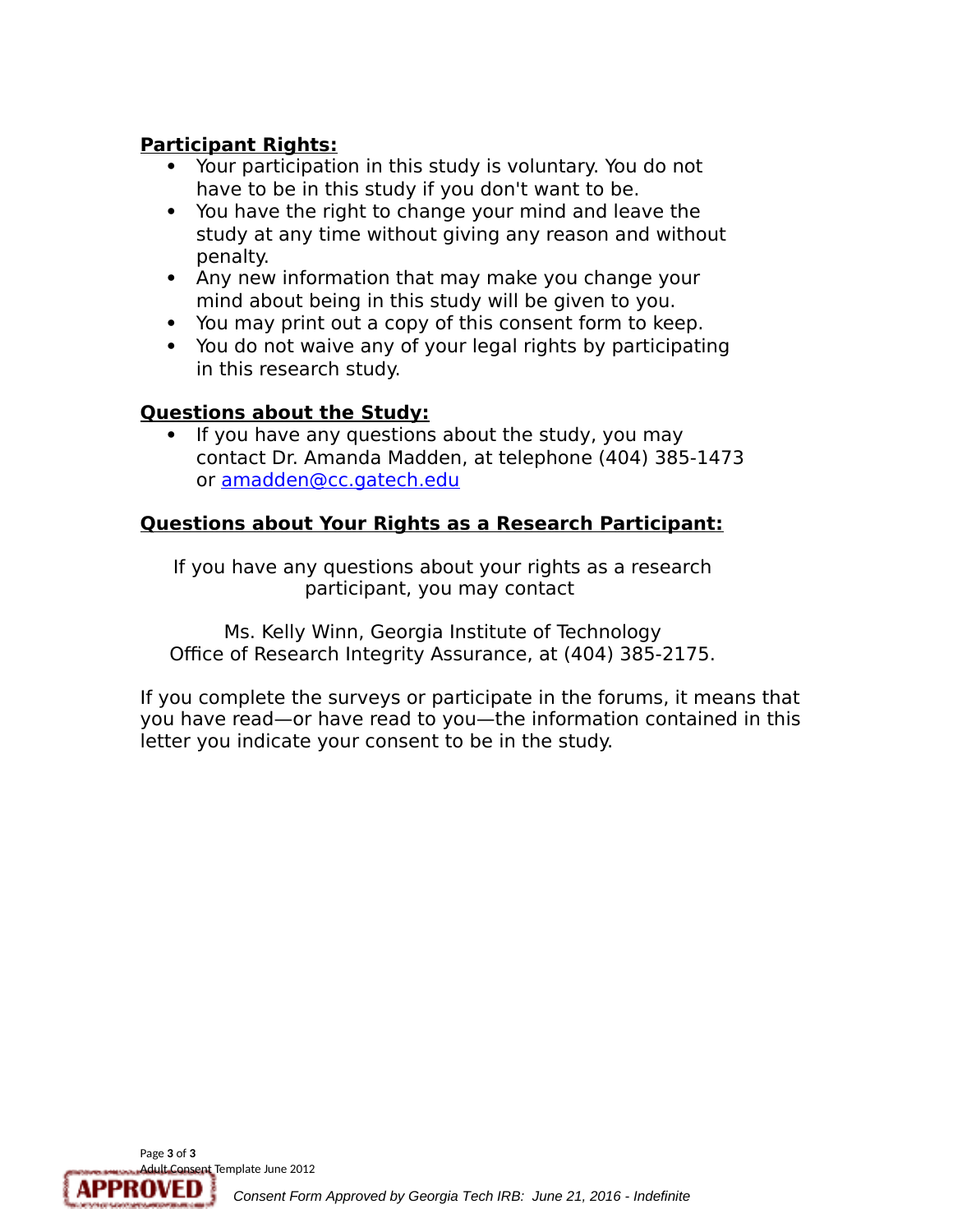**Participant Rights:**

- Your participation in this study is voluntary. You do not have to be in this study if you don't want to be.
- You have the right to change your mind and leave the study at any time without giving any reason and without penalty.
- Any new information that may make you change your mind about being in this study will be given to you.
- You may print out a copy of this consent form to keep.
- You do not waive any of your legal rights by participating in this research study.

**Questions about the Study:**

- If you have any questions about the study, you may contact Dr. Amanda Madden, at telephone (404) 385-1473 or amadden@cc.gatech.edu

**Questions about Your Rights as a Research Participant:**

If you have any questions about your rights as a research participant, you may contact

Ms. Kelly Winn, Georgia Institute of Technology
Office of Research Integrity Assurance, at (404) 385-2175.

If you complete the surveys or participate in the forums, it means that you have read—or have read to you—the information contained in this letter you indicate your consent to be in the study.

Adult Consent Template June 2012

APPROVED

*Consent Form Approved by Georgia Tech IRB: June 21, 2016 - Indefinite*